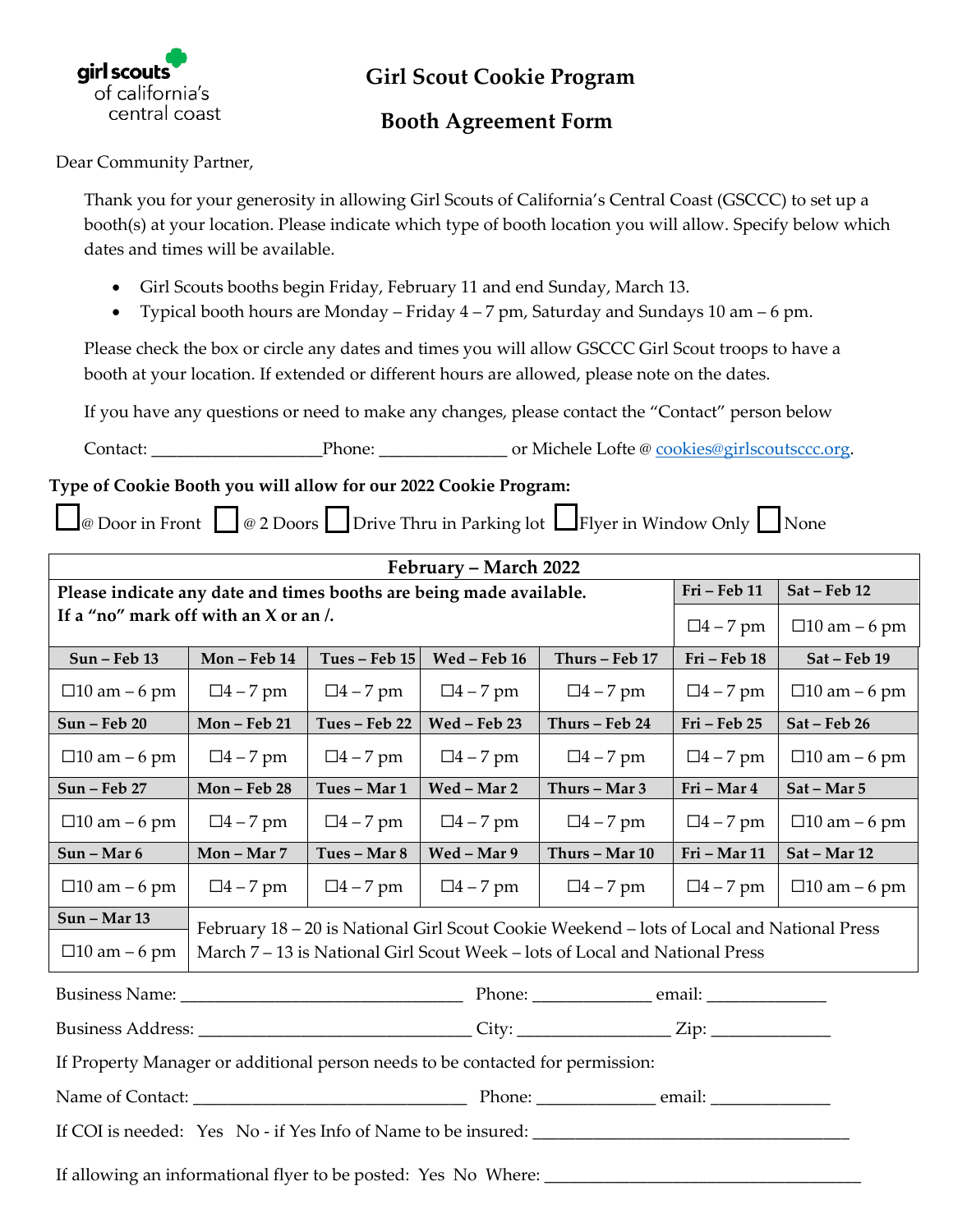girl scouts of california's central coast

# Girl Scout Cookie Program

## Booth Agreement Form

Dear Community Partner,

Thank you for your generosity in allowing Girl Scouts of California's Central Coast (GSCCC) to set up a booth(s) at your location. Please indicate which type of booth location you will allow. Specify below which dates and times will be available.

- Girl Scouts booths begin Friday, February 11 and end Sunday, March 13.
- Typical booth hours are Monday – Friday 4 – 7 pm, Saturday and Sundays 10 am – 6 pm.

Please check the box or circle any dates and times you will allow GSCCC Girl Scout troops to have a booth at your location. If extended or different hours are allowed, please note on the dates.

If you have any questions or need to make any changes, please contact the "Contact" person below

Contact: ____________________Phone: _______________ or Michele Lofte @ cookies@girlscoutsccc.org.

**Type of Cookie Booth you will allow for our 2022 Cookie Program:**

☐@ Door in Front ☐ @ 2 Doors ☐ Drive Thru in Parking lot ☐Flyer in Window Only ☐ None

| **February – March 2022** | | | | | | |
|---|---|---|---|---|---|---|
| **Please indicate any date and times booths are being made available. If a "no" mark off with an X or an /.** | | | | | **Fri – Feb 11** | **Sat – Feb 12** |
| | | | | | ☐4 – 7 pm | ☐10 am – 6 pm |
| **Sun – Feb 13** | **Mon – Feb 14** | **Tues – Feb 15** | **Wed – Feb 16** | **Thurs – Feb 17** | **Fri – Feb 18** | **Sat – Feb 19** |
| ☐10 am – 6 pm | ☐4 – 7 pm | ☐4 – 7 pm | ☐4 – 7 pm | ☐4 – 7 pm | ☐4 – 7 pm | ☐10 am – 6 pm |
| **Sun – Feb 20** | **Mon – Feb 21** | **Tues – Feb 22** | **Wed – Feb 23** | **Thurs – Feb 24** | **Fri – Feb 25** | **Sat – Feb 26** |
| ☐10 am – 6 pm | ☐4 – 7 pm | ☐4 – 7 pm | ☐4 – 7 pm | ☐4 – 7 pm | ☐4 – 7 pm | ☐10 am – 6 pm |
| **Sun – Feb 27** | **Mon – Feb 28** | **Tues – Mar 1** | **Wed – Mar 2** | **Thurs – Mar 3** | **Fri – Mar 4** | **Sat – Mar 5** |
| ☐10 am – 6 pm | ☐4 – 7 pm | ☐4 – 7 pm | ☐4 – 7 pm | ☐4 – 7 pm | ☐4 – 7 pm | ☐10 am – 6 pm |
| **Sun – Mar 6** | **Mon – Mar 7** | **Tues – Mar 8** | **Wed – Mar 9** | **Thurs – Mar 10** | **Fri – Mar 11** | **Sat – Mar 12** |
| ☐10 am – 6 pm | ☐4 – 7 pm | ☐4 – 7 pm | ☐4 – 7 pm | ☐4 – 7 pm | ☐4 – 7 pm | ☐10 am – 6 pm |
| **Sun – Mar 13** | February 18 – 20 is National Girl Scout Cookie Weekend – lots of Local and National Press March 7 – 13 is National Girl Scout Week – lots of Local and National Press | | | | | |
| ☐10 am – 6 pm | | | | | | |

Business Name: ___________________________________ Phone: ______________ email: ______________

Business Address: _________________________________ City: __________________ Zip: ______________

If Property Manager or additional person needs to be contacted for permission:

Name of Contact: __________________________________ Phone: ______________ email: ______________

If COI is needed: Yes No - if Yes Info of Name to be insured: _______________________________________

If allowing an informational flyer to be posted: Yes No Where: ______________________________________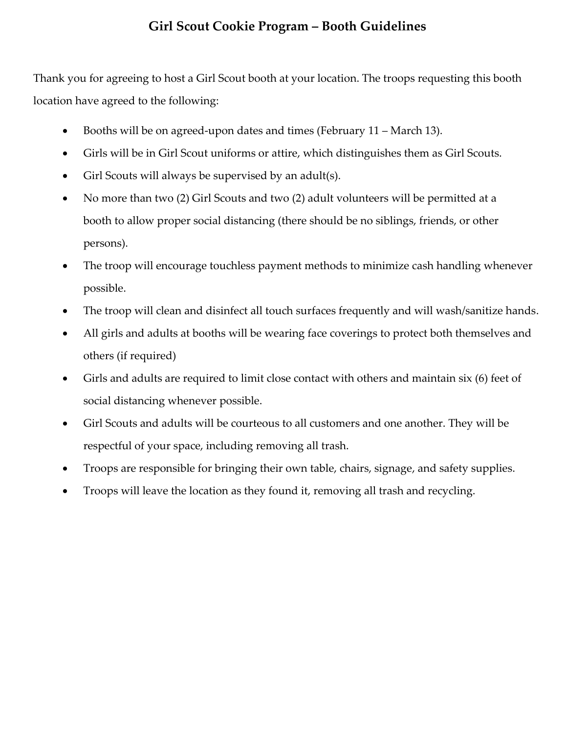# Girl Scout Cookie Program – Booth Guidelines

Thank you for agreeing to host a Girl Scout booth at your location. The troops requesting this booth location have agreed to the following:

- Booths will be on agreed-upon dates and times (February 11 – March 13).
- Girls will be in Girl Scout uniforms or attire, which distinguishes them as Girl Scouts.
- Girl Scouts will always be supervised by an adult(s).
- No more than two (2) Girl Scouts and two (2) adult volunteers will be permitted at a booth to allow proper social distancing (there should be no siblings, friends, or other persons).
- The troop will encourage touchless payment methods to minimize cash handling whenever possible.
- The troop will clean and disinfect all touch surfaces frequently and will wash/sanitize hands.
- All girls and adults at booths will be wearing face coverings to protect both themselves and others (if required)
- Girls and adults are required to limit close contact with others and maintain six (6) feet of social distancing whenever possible.
- Girl Scouts and adults will be courteous to all customers and one another. They will be respectful of your space, including removing all trash.
- Troops are responsible for bringing their own table, chairs, signage, and safety supplies.
- Troops will leave the location as they found it, removing all trash and recycling.